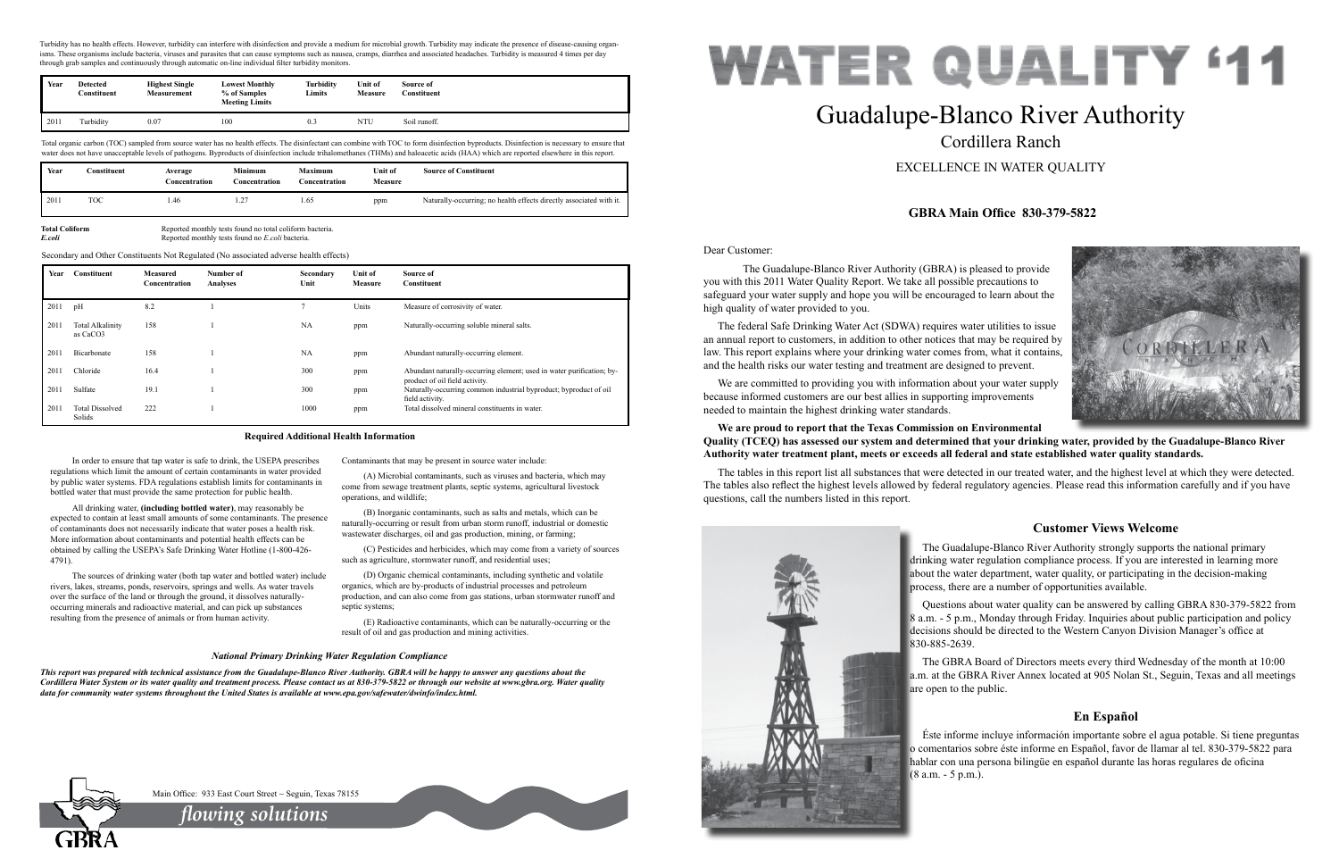Turbidity has no health effects. However, turbidity can interfere with disinfection and provide a medium for microbial growth. Turbidity may indicate the presence of disease-causing organisms. These organisms include bacteria, viruses and parasites that can cause symptoms such as nausea, cramps, diarrhea and associated headaches. Turbidity is measured 4 times per day through grab samples and continuously through automatic on-line individual filter turbidity monitors.

| Year | Detected Constituent | Highest Single Measurement | Lowest Monthly % of Samples Meeting Limits | Turbidity Limits | Unit of Measure | Source of Constituent |
|---|---|---|---|---|---|---|
| 2011 | Turbidity | 0.07 | 100 | 0.3 | NTU | Soil runoff. |

Total organic carbon (TOC) sampled from source water has no health effects. The disinfectant can combine with TOC to form disinfection byproducts. Disinfection is necessary to ensure that water does not have unacceptable levels of pathogens. Byproducts of disinfection include trihalomethanes (THMs) and haloacetic acids (HAA) which are reported elsewhere in this report.

| Year | Constituent | Average Concentration | Minimum Concentration | Maximum Concentration | Unit of Measure | Source of Constituent |
|---|---|---|---|---|---|---|
| 2011 | TOC | 1.46 | 1.27 | 1.65 | ppm | Naturally-occurring; no health effects directly associated with it. |

**Total Coliform** Reported monthly tests found no total coliform bacteria.
***E.coli*** Reported monthly tests found no *E.coli* bacteria.

Secondary and Other Constituents Not Regulated (No associated adverse health effects)

| Year | Constituent | Measured Concentration | Number of Analyses | Secondary Unit | Unit of Measure | Source of Constituent |
|---|---|---|---|---|---|---|
| 2011 | pH | 8.2 | 1 | 7 | Units | Measure of corrosivity of water. |
| 2011 | Total Alkalinity as $CaCO_3$ | 158 | 1 | NA | ppm | Naturally-occurring soluble mineral salts. |
| 2011 | Bicarbonate | 158 | 1 | NA | ppm | Abundant naturally-occurring element. |
| 2011 | Chloride | 16.4 | 1 | 300 | ppm | Abundant naturally-occurring element; used in water purification; by-product of oil field activity. |
| 2011 | Sulfate | 19.1 | 1 | 300 | ppm | Naturally-occurring common industrial byproduct; byproduct of oil field activity. |
| 2011 | Total Dissolved Solids | 222 | 1 | 1000 | ppm | Total dissolved mineral constituents in water. |

### Required Additional Health Information

In order to ensure that tap water is safe to drink, the USEPA prescribes regulations which limit the amount of certain contaminants in water provided by public water systems. FDA regulations establish limits for contaminants in bottled water that must provide the same protection for public health.

All drinking water, **(including bottled water)**, may reasonably be expected to contain at least small amounts of some contaminants. The presence of contaminants does not necessarily indicate that water poses a health risk. More information about contaminants and potential health effects can be obtained by calling the USEPA's Safe Drinking Water Hotline (1-800-426-4791).

The sources of drinking water (both tap water and bottled water) include rivers, lakes, streams, ponds, reservoirs, springs and wells. As water travels over the surface of the land or through the ground, it dissolves naturally-occurring minerals and radioactive material, and can pick up substances resulting from the presence of animals or from human activity.

Contaminants that may be present in source water include:

(A) Microbial contaminants, such as viruses and bacteria, which may come from sewage treatment plants, septic systems, agricultural livestock operations, and wildlife;

(B) Inorganic contaminants, such as salts and metals, which can be naturally-occurring or result from urban storm runoff, industrial or domestic wastewater discharges, oil and gas production, mining, or farming;

(C) Pesticides and herbicides, which may come from a variety of sources such as agriculture, stormwater runoff, and residential uses;

(D) Organic chemical contaminants, including synthetic and volatile organics, which are by-products of industrial processes and petroleum production, and can also come from gas stations, urban stormwater runoff and septic systems;

(E) Radioactive contaminants, which can be naturally-occurring or the result of oil and gas production and mining activities.

***National Primary Drinking Water Regulation Compliance***

***This report was prepared with technical assistance from the Guadalupe-Blanco River Authority. GBRA will be happy to answer any questions about the Cordillera Water System or its water quality and treatment process. Please contact us at 830-379-5822 or through our website at www.gbra.org. Water quality data for community water systems throughout the United States is available at www.epa.gov/safewater/dwinfo/index.html.***

Main Office: 933 East Court Street ~ Seguin, Texas 78155

*flowing solutions*

GBRA

# WATER QUALITY '11

## Guadalupe-Blanco River Authority

### Cordillera Ranch

EXCELLENCE IN WATER QUALITY

**GBRA Main Office 830-379-5822**

Dear Customer:

The Guadalupe-Blanco River Authority (GBRA) is pleased to provide you with this 2011 Water Quality Report. We take all possible precautions to safeguard your water supply and hope you will be encouraged to learn about the high quality of water provided to you.

The federal Safe Drinking Water Act (SDWA) requires water utilities to issue an annual report to customers, in addition to other notices that may be required by law. This report explains where your drinking water comes from, what it contains, and the health risks our water testing and treatment are designed to prevent.

We are committed to providing you with information about your water supply because informed customers are our best allies in supporting improvements needed to maintain the highest drinking water standards.

**We are proud to report that the Texas Commission on Environmental Quality (TCEQ) has assessed our system and determined that your drinking water, provided by the Guadalupe-Blanco River Authority water treatment plant, meets or exceeds all federal and state established water quality standards.**

The tables in this report list all substances that were detected in our treated water, and the highest level at which they were detected. The tables also reflect the highest levels allowed by federal regulatory agencies. Please read this information carefully and if you have questions, call the numbers listed in this report.

### Customer Views Welcome

The Guadalupe-Blanco River Authority strongly supports the national primary drinking water regulation compliance process. If you are interested in learning more about the water department, water quality, or participating in the decision-making process, there are a number of opportunities available.

Questions about water quality can be answered by calling GBRA 830-379-5822 from 8 a.m. - 5 p.m., Monday through Friday. Inquiries about public participation and policy decisions should be directed to the Western Canyon Division Manager's office at 830-885-2639.

The GBRA Board of Directors meets every third Wednesday of the month at 10:00 a.m. at the GBRA River Annex located at 905 Nolan St., Seguin, Texas and all meetings are open to the public.

### En Español

Éste informe incluye información importante sobre el agua potable. Si tiene preguntas o comentarios sobre éste informe en Español, favor de llamar al tel. 830-379-5822 para hablar con una persona bilingüe en español durante las horas regulares de oficina (8 a.m. - 5 p.m.).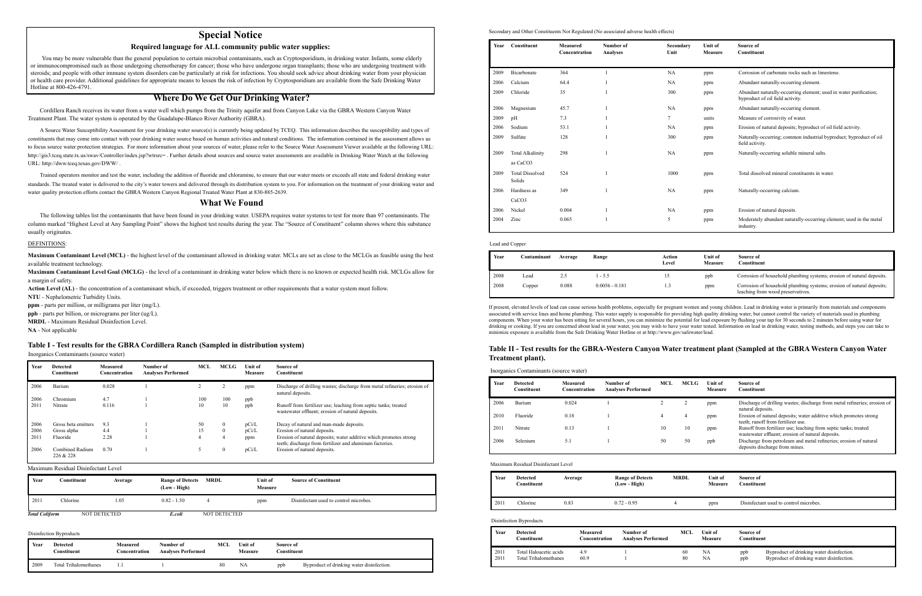# Special Notice

## Required language for ALL community public water supplies:

You may be more vulnerable than the general population to certain microbial contaminants, such as Cryptosporidium, in drinking water. Infants, some elderly or immunocompromised such as those undergoing chemotherapy for cancer; those who have undergone organ transplants; those who are undergoing treatment with steroids; and people with other immune system disorders can be particularly at risk for infections. You should seek advice about drinking water from your physician or health care provider. Additional guidelines for appropriate means to lessen the risk of infection by Cryptosporidium are available from the Safe Drinking Water Hotline at 800-426-4791.

## Where Do We Get Our Drinking Water?

Cordillera Ranch receives its water from a water well which pumps from the Trinity aquifer and from Canyon Lake via the GBRA Western Canyon Water Treatment Plant. The water system is operated by the Guadalupe-Blanco River Authority (GBRA).

A Source Water Susceptibility Assessment for your drinking water source(s) is currently being updated by TCEQ. This information describes the susceptibility and types of constituents that may come into contact with your drinking water source based on human activities and natural conditions. The information contained in the assessment allows us to focus source water protection strategies. For more information about your sources of water, please refer to the Source Water Assessment Viewer available at the following URL: http://gis3.tceq.state.tx.us/swav/Controller/index.jsp?wtrsrc= . Further details about sources and source water assessments are available in Drinking Water Watch at the following URL: http://dww.tceq.texas.gov/DWW/ .

Trained operators monitor and test the water, including the addition of fluoride and chloramine, to ensure that our water meets or exceeds all state and federal drinking water standards. The treated water is delivered to the city's water towers and delivered through its distribution system to you. For information on the treatment of your drinking water and water quality protection efforts contact the GBRA Western Canyon Regional Treated Water Plant at 830-885-2639.

## What We Found

The following tables list the contaminants that have been found in your drinking water. USEPA requires water systems to test for more than 97 contaminants. The column marked "Highest Level at Any Sampling Point" shows the highest test results during the year. The "Source of Constituent" column shows where this substance usually originates.

DEFINITIONS:

**Maximum Contaminant Level (MCL)** - the highest level of the contaminant allowed in drinking water. MCLs are set as close to the MCLGs as feasible using the best available treatment technology.

**Maximum Contaminant Level Goal (MCLG)** - the level of a contaminant in drinking water below which there is no known or expected health risk. MCLGs allow for a margin of safety.

**Action Level (AL)** - the concentration of a contaminant which, if exceeded, triggers treatment or other requirements that a water system must follow.

**NTU** - Nephelometric Turbidity Units.

**ppm** - parts per million, or milligrams per liter (mg/L).

**ppb** - parts per billion, or micrograms per liter (ug/L).

**MRDL** - Maximum Residual Disinfection Level.

**NA** - Not applicable

### Table I - Test results for the GBRA Cordillera Ranch (Sampled in distribution system)

Inorganics Contaminants (source water)

| Year | Detected Constituent | Measured Concentration | Number of Analyses Performed | MCL | MCLG | Unit of Measure | Source of Constituent |
|---|---|---|---|---|---|---|---|
| 2006 | Barium | 0.028 | 1 | 2 | 2 | ppm | Discharge of drilling wastes; discharge from metal refineries; erosion of natural deposits. |
| 2006 | Chromium | 4.7 | 1 | 100 | 100 | ppb | |
| 2011 | Nitrate | 0.116 | 1 | 10 | 10 | ppb | Runoff from fertilizer use; leaching from septic tanks; treated wastewater effluent; erosion of natural deposits. |
| 2006 | Gross beta emitters | 9.3 | 1 | 50 | 0 | pCi/L | Decay of natural and man-made deposits. |
| 2006 | Gross alpha | 4.4 | 1 | 15 | 0 | pCi/L | Erosion of natural deposits. |
| 2011 | Fluoride | 2.28 | 1 | 4 | 4 | ppm | Erosion of natural deposits; water additive which promotes strong teeth; discharge from fertilizer and aluminum factories. |
| 2006 | Combined Radium 226 & 228 | 0.70 | 1 | 5 | 0 | pCi/L | Erosion of natural deposits. |

Maximum Residual Disinfectant Level

| Year | Constituent | Average | Range of Detects (Low - High) | MRDL | Unit of Measure | Source of Constituent |
|---|---|---|---|---|---|---|
| 2011 | Chlorine | 1.05 | 0.82 - 1.50 | 4 | ppm | Disinfectant used to control microbes. |

***Total Coliform*** NOT DETECTED ***E.coli*** NOT DETECTED

Disinfection Byproducts

| Year | Detected Constituent | Measured Concentration | Number of Analyses Performed | MCL | Unit of Measure | Source of Constituent | |
|---|---|---|---|---|---|---|---|
| 2009 | Total Trihalomethanes | 1.1 | 1 | 80 | NA | ppb | Byproduct of drinking water disinfection. |

Secondary and Other Constituents Not Regulated (No associated adverse health effects)

| Year | Constituent | Measured Concentration | Number of Analyses | Secondary Unit | Unit of Measure | Source of Constituent |
|---|---|---|---|---|---|---|
| 2009 | Bicarbonate | 364 | 1 | NA | ppm | Corrosion of carbonate rocks such as limestone. |
| 2006 | Calcium | 64.4 | 1 | NA | ppm | Abundant naturally-occurring element. |
| 2009 | Chloride | 35 | 1 | 300 | ppm | Abundant naturally-occurring element; used in water purification; byproduct of oil field activity. |
| 2006 | Magnesium | 45.7 | 1 | NA | ppm | Abundant naturally-occurring element. |
| 2009 | pH | 7.3 | 1 | 7 | units | Measure of corrosivity of water. |
| 2006 | Sodium | 53.1 | 1 | NA | ppm | Erosion of natural deposits; byproduct of oil field activity. |
| 2009 | Sulfate | 128 | 1 | 300 | ppm | Naturally-occurring; common industrial byproduct; byproduct of oil field activity. |
| 2009 | Total Alkalinity as CaCO3 | 298 | 1 | NA | ppm | Naturally-occurring soluble mineral salts. |
| 2009 | Total Dissolved Solids | 524 | 1 | 1000 | ppm | Total dissolved mineral constituents in water. |
| 2006 | Hardness as CaCO3 | 349 | 1 | NA | ppm | Naturally-occurring calcium. |
| 2006 | Nickel | 0.004 | 1 | NA | ppm | Erosion of natural deposits. |
| 2004 | Zinc | 0.065 | 1 | 5 | ppm | Moderately abundant naturally-occurring element; used in the metal industry. |

Lead and Copper

| Year | Contaminant | Average | Range | Action Level | Unit of Measure | Source of Constituent |
|---|---|---|---|---|---|---|
| 2008 | Lead | 2.5 | 1 - 5.5 | 15 | ppb | Corrosion of household plumbing systems; erosion of natural deposits. |
| 2008 | Copper | 0.088 | 0.0056 - 0.181 | 1.3 | ppm | Corrosion of household plumbing systems; erosion of natural deposits; leaching from wood preservatives. |

If present, elevated levels of lead can cause serious health problems, especially for pregnant women and young children. Lead in drinking water is primarily from materials and components associated with service lines and home plumbing. This water supply is responsible for providing high quality drinking water, but cannot control the variety of materials used in plumbing components. When your water has been sitting for several hours, you can minimize the potential for lead exposure by flushing your tap for 30 seconds to 2 minutes before using water for drinking or cooking. If you are concerned about lead in your water, you may wish to have your water tested. Information on lead in drinking water, testing methods, and steps you can take to minimize exposure is available from the Safe Drinking Water Hotline or at http://www.epa.gov/safewater/lead.

### Table II - Test results for the GBRA-Western Canyon Water treatment plant (Sampled at the GBRA Western Canyon Water Treatment plant).

Inorganics Contaminants (source water)

| Year | Detected Constituent | Measured Concentration | Number of Analyses Performed | MCL | MCLG | Unit of Measure | Source of Constituent |
|---|---|---|---|---|---|---|---|
| 2006 | Barium | 0.024 | 1 | 2 | 2 | ppm | Discharge of drilling wastes; discharge from metal refineries; erosion of natural deposits. |
| 2010 | Fluoride | 0.18 | 1 | 4 | 4 | ppm | Erosion of natural deposits; water additive which promotes strong teeth; runoff from fertilizer use. |
| 2011 | Nitrate | 0.13 | 1 | 10 | 10 | ppm | Runoff from fertilizer use; leaching from septic tanks; treated wastewater effluent; erosion of natural deposits. |
| 2006 | Selenium | 5.1 | 1 | 50 | 50 | ppb | Discharge from petroleum and metal refineries; erosion of natural deposits discharge from mines. |

Maximum Residual Disinfectant Level

| Year | Detected Constituent | Average | Range of Detects (Low - High) | MRDL | Unit of Measure | Source of Constituent |
|---|---|---|---|---|---|---|
| 2011 | Chlorine | 0.83 | 0.72 - 0.95 | 4 | ppm | Disinfectant used to control microbes. |

Disinfection Byproducts

| Year | Detected Constituent | Measured Concentration | Number of Analyses Performed | MCL | Unit of Measure | Source of Constituent | |
|---|---|---|---|---|---|---|---|
| 2011 | Total Haloacetic acids | 4.9 | 1 | 60 | NA | ppb | Byproduct of drinking water disinfection. |
| 2011 | Total Trihalomethanes | 60.9 | 1 | 80 | NA | ppb | Byproduct of drinking water disinfection. |